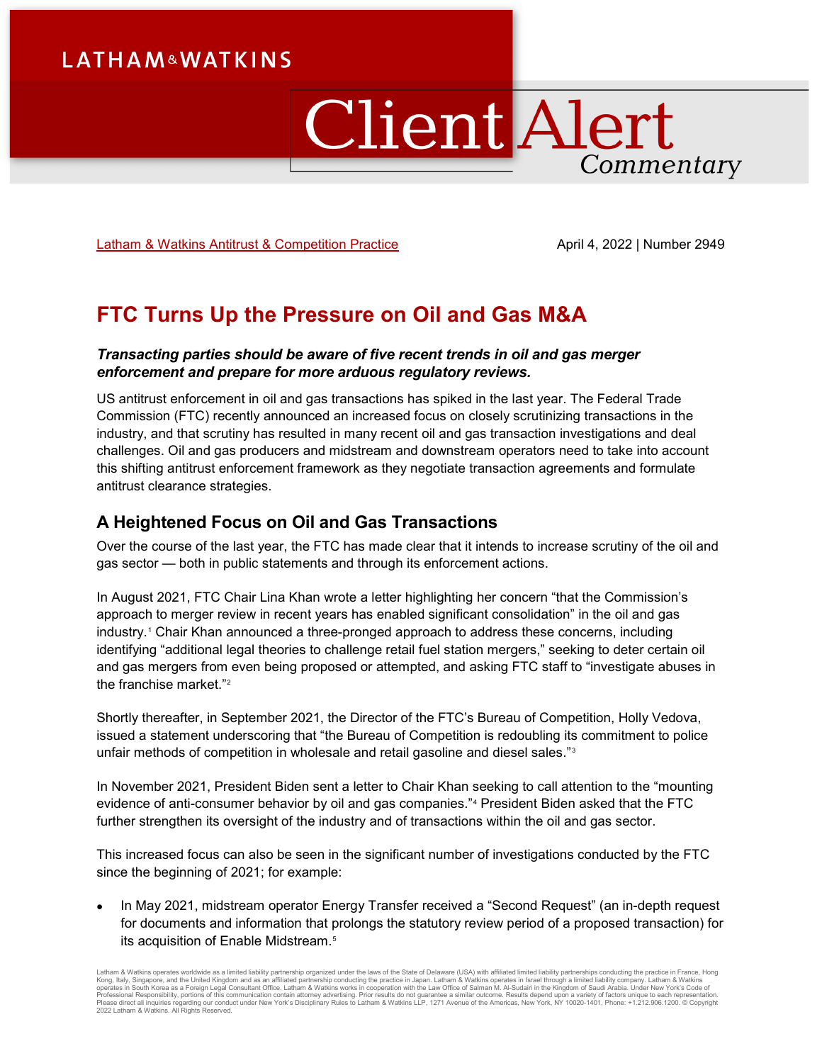Latham & Watkins Antitrust & Competition Practice

April 4, 2022 | Number 2949

# FTC Turns Up the Pressure on Oil and Gas M&A

***Transacting parties should be aware of five recent trends in oil and gas merger enforcement and prepare for more arduous regulatory reviews.***

US antitrust enforcement in oil and gas transactions has spiked in the last year. The Federal Trade Commission (FTC) recently announced an increased focus on closely scrutinizing transactions in the industry, and that scrutiny has resulted in many recent oil and gas transaction investigations and deal challenges. Oil and gas producers and midstream and downstream operators need to take into account this shifting antitrust enforcement framework as they negotiate transaction agreements and formulate antitrust clearance strategies.

## A Heightened Focus on Oil and Gas Transactions

Over the course of the last year, the FTC has made clear that it intends to increase scrutiny of the oil and gas sector — both in public statements and through its enforcement actions.

In August 2021, FTC Chair Lina Khan wrote a letter highlighting her concern "that the Commission's approach to merger review in recent years has enabled significant consolidation" in the oil and gas industry.[1] Chair Khan announced a three-pronged approach to address these concerns, including identifying "additional legal theories to challenge retail fuel station mergers," seeking to deter certain oil and gas mergers from even being proposed or attempted, and asking FTC staff to "investigate abuses in the franchise market."[2]

Shortly thereafter, in September 2021, the Director of the FTC's Bureau of Competition, Holly Vedova, issued a statement underscoring that "the Bureau of Competition is redoubling its commitment to police unfair methods of competition in wholesale and retail gasoline and diesel sales."[3]

In November 2021, President Biden sent a letter to Chair Khan seeking to call attention to the "mounting evidence of anti-consumer behavior by oil and gas companies."[4] President Biden asked that the FTC further strengthen its oversight of the industry and of transactions within the oil and gas sector.

This increased focus can also be seen in the significant number of investigations conducted by the FTC since the beginning of 2021; for example:

- In May 2021, midstream operator Energy Transfer received a "Second Request" (an in-depth request for documents and information that prolongs the statutory review period of a proposed transaction) for its acquisition of Enable Midstream.[5]

Latham & Watkins operates worldwide as a limited liability partnership organized under the laws of the State of Delaware (USA) with affiliated limited liability partnerships conducting the practice in France, Hong Kong, Italy, Singapore, and the United Kingdom and as an affiliated partnership conducting the practice in Japan. Latham & Watkins operates in Israel through a limited liability company. Latham & Watkins operates in South Korea as a Foreign Legal Consultant Office. Latham & Watkins works in cooperation with the Law Office of Salman M. Al-Sudairi in the Kingdom of Saudi Arabia. Under New York's Code of Professional Responsibility, portions of this communication contain attorney advertising. Prior results do not guarantee a similar outcome. Results depend upon a variety of factors unique to each representation. Please direct all inquiries regarding our conduct under New York's Disciplinary Rules to Latham & Watkins LLP, 1271 Avenue of the Americas, New York, NY 10020-1401, Phone: +1.212.906.1200. © Copyright 2022 Latham & Watkins. All Rights Reserved.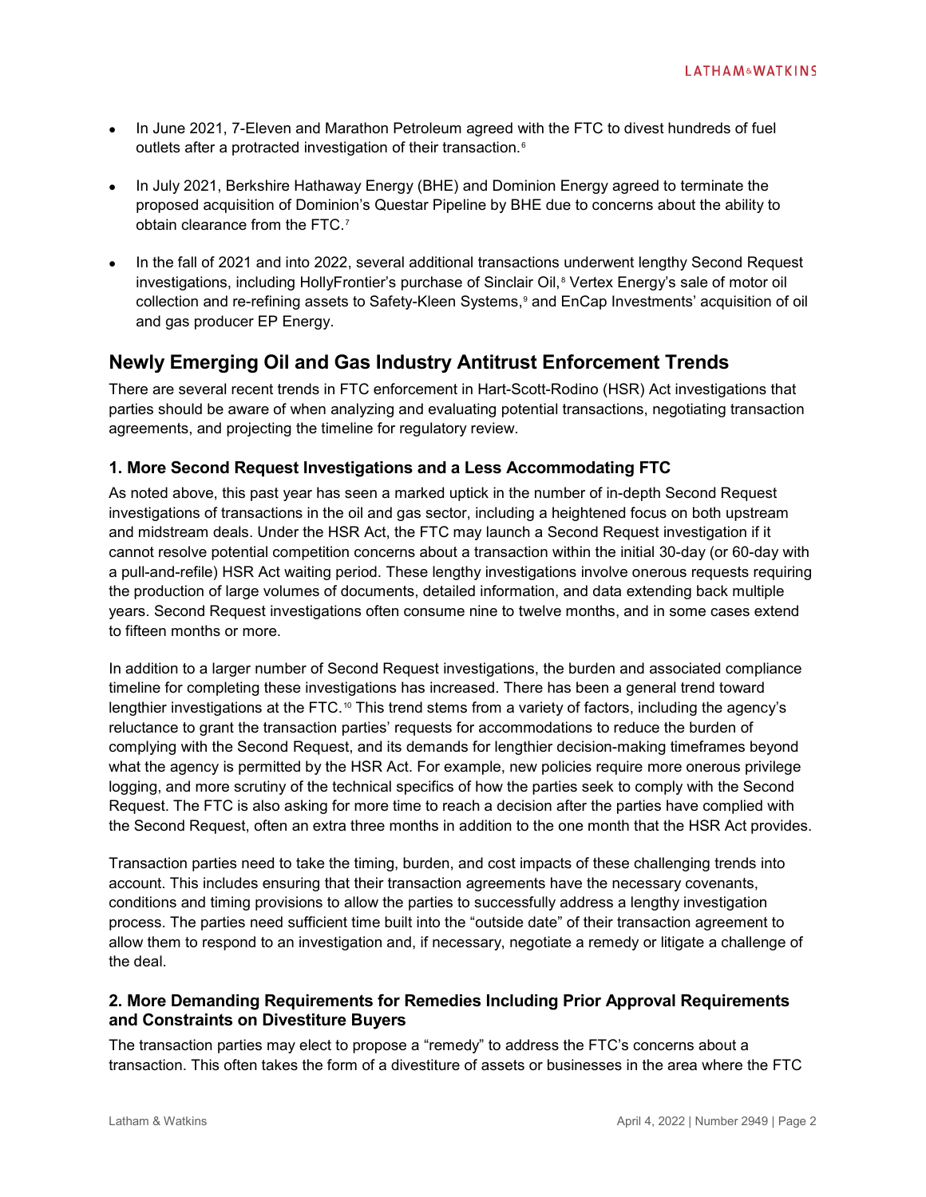- In June 2021, 7-Eleven and Marathon Petroleum agreed with the FTC to divest hundreds of fuel outlets after a protracted investigation of their transaction.[6]
- In July 2021, Berkshire Hathaway Energy (BHE) and Dominion Energy agreed to terminate the proposed acquisition of Dominion's Questar Pipeline by BHE due to concerns about the ability to obtain clearance from the FTC.[7]
- In the fall of 2021 and into 2022, several additional transactions underwent lengthy Second Request investigations, including HollyFrontier's purchase of Sinclair Oil,[8] Vertex Energy's sale of motor oil collection and re-refining assets to Safety-Kleen Systems,[9] and EnCap Investments' acquisition of oil and gas producer EP Energy.

## Newly Emerging Oil and Gas Industry Antitrust Enforcement Trends

There are several recent trends in FTC enforcement in Hart-Scott-Rodino (HSR) Act investigations that parties should be aware of when analyzing and evaluating potential transactions, negotiating transaction agreements, and projecting the timeline for regulatory review.

### 1. More Second Request Investigations and a Less Accommodating FTC

As noted above, this past year has seen a marked uptick in the number of in-depth Second Request investigations of transactions in the oil and gas sector, including a heightened focus on both upstream and midstream deals. Under the HSR Act, the FTC may launch a Second Request investigation if it cannot resolve potential competition concerns about a transaction within the initial 30-day (or 60-day with a pull-and-refile) HSR Act waiting period. These lengthy investigations involve onerous requests requiring the production of large volumes of documents, detailed information, and data extending back multiple years. Second Request investigations often consume nine to twelve months, and in some cases extend to fifteen months or more.

In addition to a larger number of Second Request investigations, the burden and associated compliance timeline for completing these investigations has increased. There has been a general trend toward lengthier investigations at the FTC.[10] This trend stems from a variety of factors, including the agency's reluctance to grant the transaction parties' requests for accommodations to reduce the burden of complying with the Second Request, and its demands for lengthier decision-making timeframes beyond what the agency is permitted by the HSR Act. For example, new policies require more onerous privilege logging, and more scrutiny of the technical specifics of how the parties seek to comply with the Second Request. The FTC is also asking for more time to reach a decision after the parties have complied with the Second Request, often an extra three months in addition to the one month that the HSR Act provides.

Transaction parties need to take the timing, burden, and cost impacts of these challenging trends into account. This includes ensuring that their transaction agreements have the necessary covenants, conditions and timing provisions to allow the parties to successfully address a lengthy investigation process. The parties need sufficient time built into the "outside date" of their transaction agreement to allow them to respond to an investigation and, if necessary, negotiate a remedy or litigate a challenge of the deal.

### 2. More Demanding Requirements for Remedies Including Prior Approval Requirements and Constraints on Divestiture Buyers

The transaction parties may elect to propose a "remedy" to address the FTC's concerns about a transaction. This often takes the form of a divestiture of assets or businesses in the area where the FTC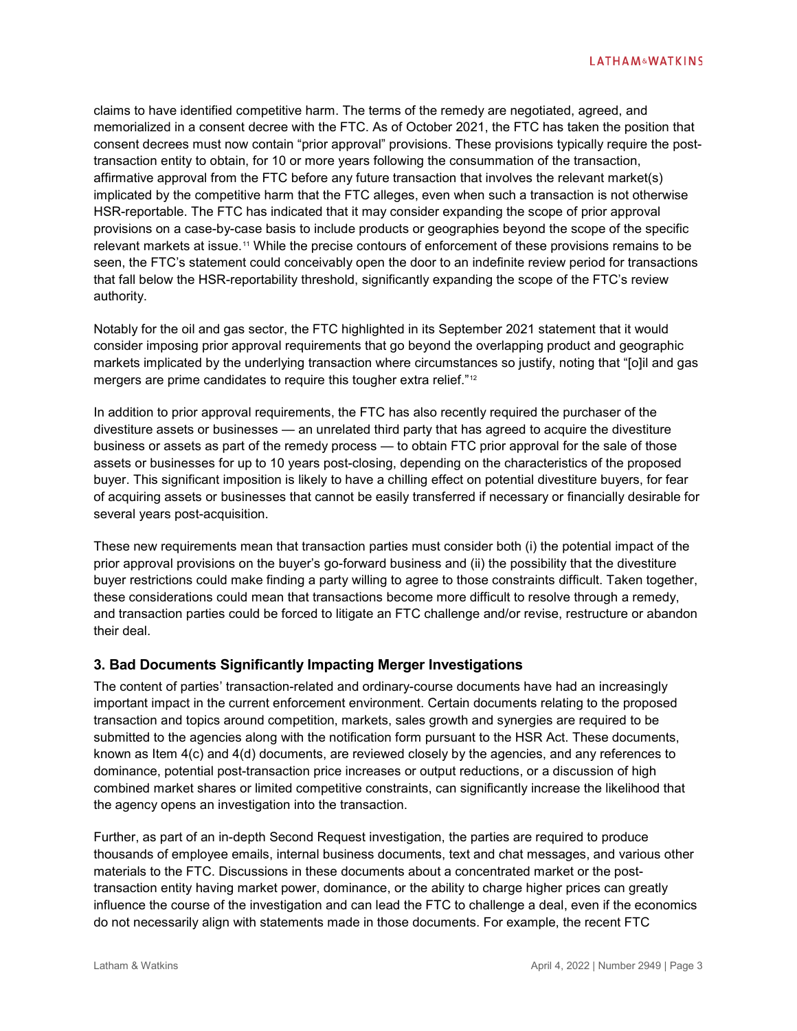claims to have identified competitive harm. The terms of the remedy are negotiated, agreed, and memorialized in a consent decree with the FTC. As of October 2021, the FTC has taken the position that consent decrees must now contain "prior approval" provisions. These provisions typically require the post-transaction entity to obtain, for 10 or more years following the consummation of the transaction, affirmative approval from the FTC before any future transaction that involves the relevant market(s) implicated by the competitive harm that the FTC alleges, even when such a transaction is not otherwise HSR-reportable. The FTC has indicated that it may consider expanding the scope of prior approval provisions on a case-by-case basis to include products or geographies beyond the scope of the specific relevant markets at issue.[11] While the precise contours of enforcement of these provisions remains to be seen, the FTC's statement could conceivably open the door to an indefinite review period for transactions that fall below the HSR-reportability threshold, significantly expanding the scope of the FTC's review authority.

Notably for the oil and gas sector, the FTC highlighted in its September 2021 statement that it would consider imposing prior approval requirements that go beyond the overlapping product and geographic markets implicated by the underlying transaction where circumstances so justify, noting that "[o]il and gas mergers are prime candidates to require this tougher extra relief."[12]

In addition to prior approval requirements, the FTC has also recently required the purchaser of the divestiture assets or businesses — an unrelated third party that has agreed to acquire the divestiture business or assets as part of the remedy process — to obtain FTC prior approval for the sale of those assets or businesses for up to 10 years post-closing, depending on the characteristics of the proposed buyer. This significant imposition is likely to have a chilling effect on potential divestiture buyers, for fear of acquiring assets or businesses that cannot be easily transferred if necessary or financially desirable for several years post-acquisition.

These new requirements mean that transaction parties must consider both (i) the potential impact of the prior approval provisions on the buyer's go-forward business and (ii) the possibility that the divestiture buyer restrictions could make finding a party willing to agree to those constraints difficult. Taken together, these considerations could mean that transactions become more difficult to resolve through a remedy, and transaction parties could be forced to litigate an FTC challenge and/or revise, restructure or abandon their deal.

### 3. Bad Documents Significantly Impacting Merger Investigations

The content of parties' transaction-related and ordinary-course documents have had an increasingly important impact in the current enforcement environment. Certain documents relating to the proposed transaction and topics around competition, markets, sales growth and synergies are required to be submitted to the agencies along with the notification form pursuant to the HSR Act. These documents, known as Item 4(c) and 4(d) documents, are reviewed closely by the agencies, and any references to dominance, potential post-transaction price increases or output reductions, or a discussion of high combined market shares or limited competitive constraints, can significantly increase the likelihood that the agency opens an investigation into the transaction.

Further, as part of an in-depth Second Request investigation, the parties are required to produce thousands of employee emails, internal business documents, text and chat messages, and various other materials to the FTC. Discussions in these documents about a concentrated market or the post-transaction entity having market power, dominance, or the ability to charge higher prices can greatly influence the course of the investigation and can lead the FTC to challenge a deal, even if the economics do not necessarily align with statements made in those documents. For example, the recent FTC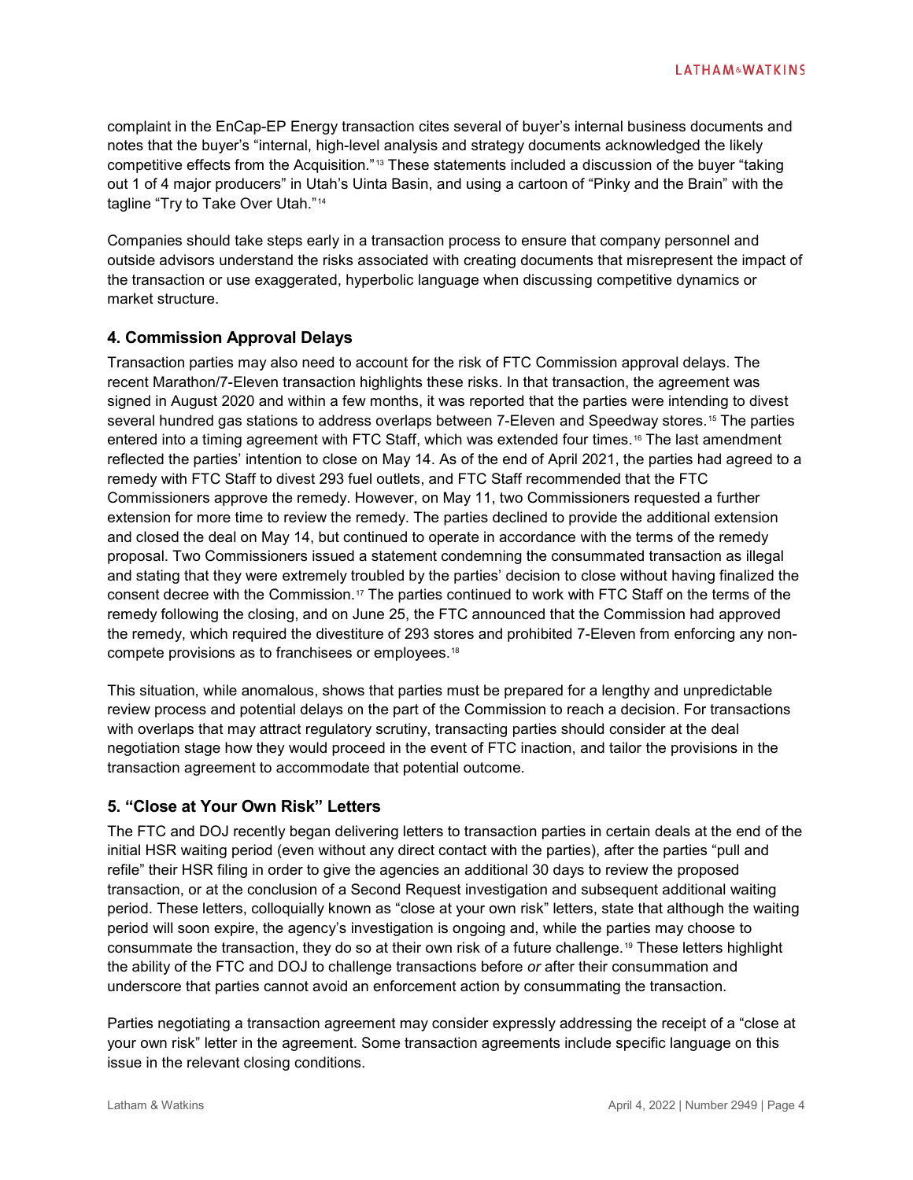complaint in the EnCap-EP Energy transaction cites several of buyer's internal business documents and notes that the buyer's "internal, high-level analysis and strategy documents acknowledged the likely competitive effects from the Acquisition."[13] These statements included a discussion of the buyer "taking out 1 of 4 major producers" in Utah's Uinta Basin, and using a cartoon of "Pinky and the Brain" with the tagline "Try to Take Over Utah."[14]

Companies should take steps early in a transaction process to ensure that company personnel and outside advisors understand the risks associated with creating documents that misrepresent the impact of the transaction or use exaggerated, hyperbolic language when discussing competitive dynamics or market structure.

### 4. Commission Approval Delays

Transaction parties may also need to account for the risk of FTC Commission approval delays. The recent Marathon/7-Eleven transaction highlights these risks. In that transaction, the agreement was signed in August 2020 and within a few months, it was reported that the parties were intending to divest several hundred gas stations to address overlaps between 7-Eleven and Speedway stores.[15] The parties entered into a timing agreement with FTC Staff, which was extended four times.[16] The last amendment reflected the parties' intention to close on May 14. As of the end of April 2021, the parties had agreed to a remedy with FTC Staff to divest 293 fuel outlets, and FTC Staff recommended that the FTC Commissioners approve the remedy. However, on May 11, two Commissioners requested a further extension for more time to review the remedy. The parties declined to provide the additional extension and closed the deal on May 14, but continued to operate in accordance with the terms of the remedy proposal. Two Commissioners issued a statement condemning the consummated transaction as illegal and stating that they were extremely troubled by the parties' decision to close without having finalized the consent decree with the Commission.[17] The parties continued to work with FTC Staff on the terms of the remedy following the closing, and on June 25, the FTC announced that the Commission had approved the remedy, which required the divestiture of 293 stores and prohibited 7-Eleven from enforcing any non-compete provisions as to franchisees or employees.[18]

This situation, while anomalous, shows that parties must be prepared for a lengthy and unpredictable review process and potential delays on the part of the Commission to reach a decision. For transactions with overlaps that may attract regulatory scrutiny, transacting parties should consider at the deal negotiation stage how they would proceed in the event of FTC inaction, and tailor the provisions in the transaction agreement to accommodate that potential outcome.

### 5. "Close at Your Own Risk" Letters

The FTC and DOJ recently began delivering letters to transaction parties in certain deals at the end of the initial HSR waiting period (even without any direct contact with the parties), after the parties "pull and refile" their HSR filing in order to give the agencies an additional 30 days to review the proposed transaction, or at the conclusion of a Second Request investigation and subsequent additional waiting period. These letters, colloquially known as "close at your own risk" letters, state that although the waiting period will soon expire, the agency's investigation is ongoing and, while the parties may choose to consummate the transaction, they do so at their own risk of a future challenge.[19] These letters highlight the ability of the FTC and DOJ to challenge transactions before *or* after their consummation and underscore that parties cannot avoid an enforcement action by consummating the transaction.

Parties negotiating a transaction agreement may consider expressly addressing the receipt of a "close at your own risk" letter in the agreement. Some transaction agreements include specific language on this issue in the relevant closing conditions.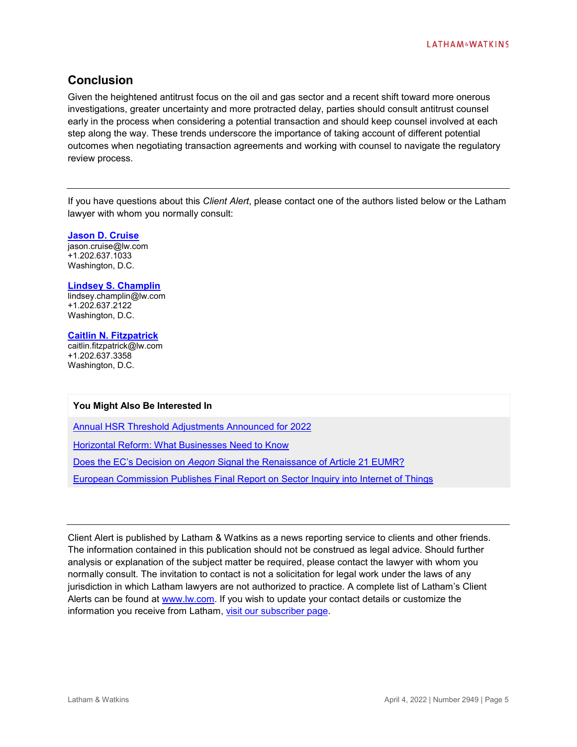## Conclusion

Given the heightened antitrust focus on the oil and gas sector and a recent shift toward more onerous investigations, greater uncertainty and more protracted delay, parties should consult antitrust counsel early in the process when considering a potential transaction and should keep counsel involved at each step along the way. These trends underscore the importance of taking account of different potential outcomes when negotiating transaction agreements and working with counsel to navigate the regulatory review process.

---

If you have questions about this *Client Alert*, please contact one of the authors listed below or the Latham lawyer with whom you normally consult:

**Jason D. Cruise**
jason.cruise@lw.com
+1.202.637.1033
Washington, D.C.

**Lindsey S. Champlin**
lindsey.champlin@lw.com
+1.202.637.2122
Washington, D.C.

**Caitlin N. Fitzpatrick**
caitlin.fitzpatrick@lw.com
+1.202.637.3358
Washington, D.C.

**You Might Also Be Interested In**

Annual HSR Threshold Adjustments Announced for 2022

Horizontal Reform: What Businesses Need to Know

Does the EC's Decision on *Aegon* Signal the Renaissance of Article 21 EUMR?

European Commission Publishes Final Report on Sector Inquiry into Internet of Things

---

Client Alert is published by Latham & Watkins as a news reporting service to clients and other friends. The information contained in this publication should not be construed as legal advice. Should further analysis or explanation of the subject matter be required, please contact the lawyer with whom you normally consult. The invitation to contact is not a solicitation for legal work under the laws of any jurisdiction in which Latham lawyers are not authorized to practice. A complete list of Latham's Client Alerts can be found at www.lw.com. If you wish to update your contact details or customize the information you receive from Latham, visit our subscriber page.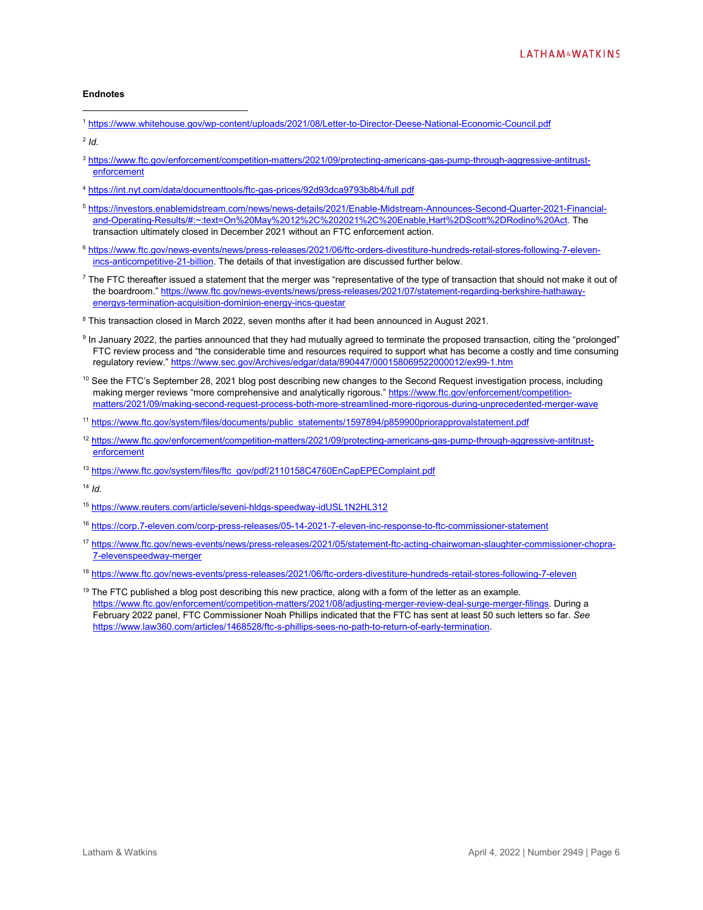**Endnotes**

---

[1] https://www.whitehouse.gov/wp-content/uploads/2021/08/Letter-to-Director-Deese-National-Economic-Council.pdf

[2] *Id.*

[3] https://www.ftc.gov/enforcement/competition-matters/2021/09/protecting-americans-gas-pump-through-aggressive-antitrust-enforcement

[4] https://int.nyt.com/data/documenttools/ftc-gas-prices/92d93dca9793b8b4/full.pdf

[5] https://investors.enablemidstream.com/news/news-details/2021/Enable-Midstream-Announces-Second-Quarter-2021-Financial-and-Operating-Results/#:~:text=On%20May%2012%2C%202021%2C%20Enable,Hart%2DScott%2DRodino%20Act. The transaction ultimately closed in December 2021 without an FTC enforcement action.

[6] https://www.ftc.gov/news-events/news/press-releases/2021/06/ftc-orders-divestiture-hundreds-retail-stores-following-7-eleven-incs-anticompetitive-21-billion. The details of that investigation are discussed further below.

[7] The FTC thereafter issued a statement that the merger was "representative of the type of transaction that should not make it out of the boardroom." https://www.ftc.gov/news-events/news/press-releases/2021/07/statement-regarding-berkshire-hathaway-energys-termination-acquisition-dominion-energy-incs-questar

[8] This transaction closed in March 2022, seven months after it had been announced in August 2021.

[9] In January 2022, the parties announced that they had mutually agreed to terminate the proposed transaction, citing the "prolonged" FTC review process and "the considerable time and resources required to support what has become a costly and time consuming regulatory review." https://www.sec.gov/Archives/edgar/data/890447/000158069522000012/ex99-1.htm

[10] See the FTC's September 28, 2021 blog post describing new changes to the Second Request investigation process, including making merger reviews "more comprehensive and analytically rigorous." https://www.ftc.gov/enforcement/competition-matters/2021/09/making-second-request-process-both-more-streamlined-more-rigorous-during-unprecedented-merger-wave

[11] https://www.ftc.gov/system/files/documents/public_statements/1597894/p859900priorapprovalstatement.pdf

[12] https://www.ftc.gov/enforcement/competition-matters/2021/09/protecting-americans-gas-pump-through-aggressive-antitrust-enforcement

[13] https://www.ftc.gov/system/files/ftc_gov/pdf/2110158C4760EnCapEPEComplaint.pdf

[14] *Id.*

[15] https://www.reuters.com/article/seveni-hldgs-speedway-idUSL1N2HL312

[16] https://corp.7-eleven.com/corp-press-releases/05-14-2021-7-eleven-inc-response-to-ftc-commissioner-statement

[17] https://www.ftc.gov/news-events/news/press-releases/2021/05/statement-ftc-acting-chairwoman-slaughter-commissioner-chopra-7-elevenspeedway-merger

[18] https://www.ftc.gov/news-events/press-releases/2021/06/ftc-orders-divestiture-hundreds-retail-stores-following-7-eleven

[19] The FTC published a blog post describing this new practice, along with a form of the letter as an example. https://www.ftc.gov/enforcement/competition-matters/2021/08/adjusting-merger-review-deal-surge-merger-filings. During a February 2022 panel, FTC Commissioner Noah Phillips indicated that the FTC has sent at least 50 such letters so far. *See* https://www.law360.com/articles/1468528/ftc-s-phillips-sees-no-path-to-return-of-early-termination.